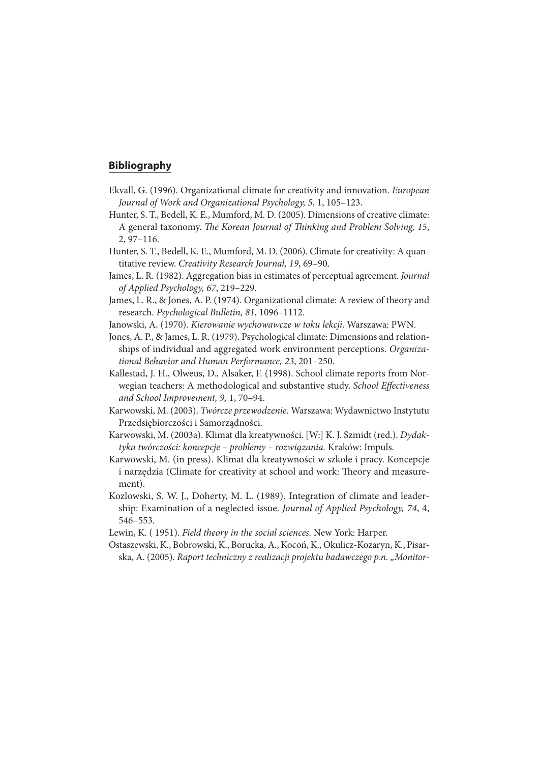## Bibliography

Ekvall, G. (1996). Organizational climate for creativity and innovation. *European Journal of Work and Organizational Psychology, 5*, 1, 105–123.

Hunter, S. T., Bedell, K. E., Mumford, M. D. (2005). Dimensions of creative climate: A general taxonomy. *The Korean Journal of Thinking and Problem Solving, 15*, 2, 97–116.

Hunter, S. T., Bedell, K. E., Mumford, M. D. (2006). Climate for creativity: A quantitative review. *Creativity Research Journal, 19*, 69–90.

James, L. R. (1982). Aggregation bias in estimates of perceptual agreement. *Journal of Applied Psychology, 67*, 219–229.

James, L. R., & Jones, A. P. (1974). Organizational climate: A review of theory and research. *Psychological Bulletin, 81*, 1096–1112.

Janowski, A. (1970). *Kierowanie wychowawcze w toku lekcji*. Warszawa: PWN.

Jones, A. P., & James, L. R. (1979). Psychological climate: Dimensions and relationships of individual and aggregated work environment perceptions. *Organizational Behavior and Human Performance, 23*, 201–250.

Kallestad, J. H., Olweus, D., Alsaker, F. (1998). School climate reports from Norwegian teachers: A methodological and substantive study. *School Effectiveness and School Improvement, 9,* 1, 70–94.

Karwowski, M. (2003). *Twórcze przewodzenie*. Warszawa: Wydawnictwo Instytutu Przedsiębiorczości i Samorządności.

Karwowski, M. (2003a). Klimat dla kreatywności. [W:] K. J. Szmidt (red.). *Dydaktyka twórczości: koncepcje – problemy – rozwiązania.* Kraków: Impuls.

Karwowski, M. (in press). Klimat dla kreatywności w szkole i pracy. Koncepcje i narzędzia (Climate for creativity at school and work: Theory and measurement).

Kozlowski, S. W. J., Doherty, M. L. (1989). Integration of climate and leadership: Examination of a neglected issue. *Journal of Applied Psychology, 74*, 4, 546–553.

Lewin, K. ( 1951). *Field theory in the social sciences.* New York: Harper.

Ostaszewski, K., Bobrowski, K., Borucka, A., Kocoń, K., Okulicz-Kozaryn, K., Pisarska, A. (2005). *Raport techniczny z realizacji projektu badawczego p.n. „Monitor-*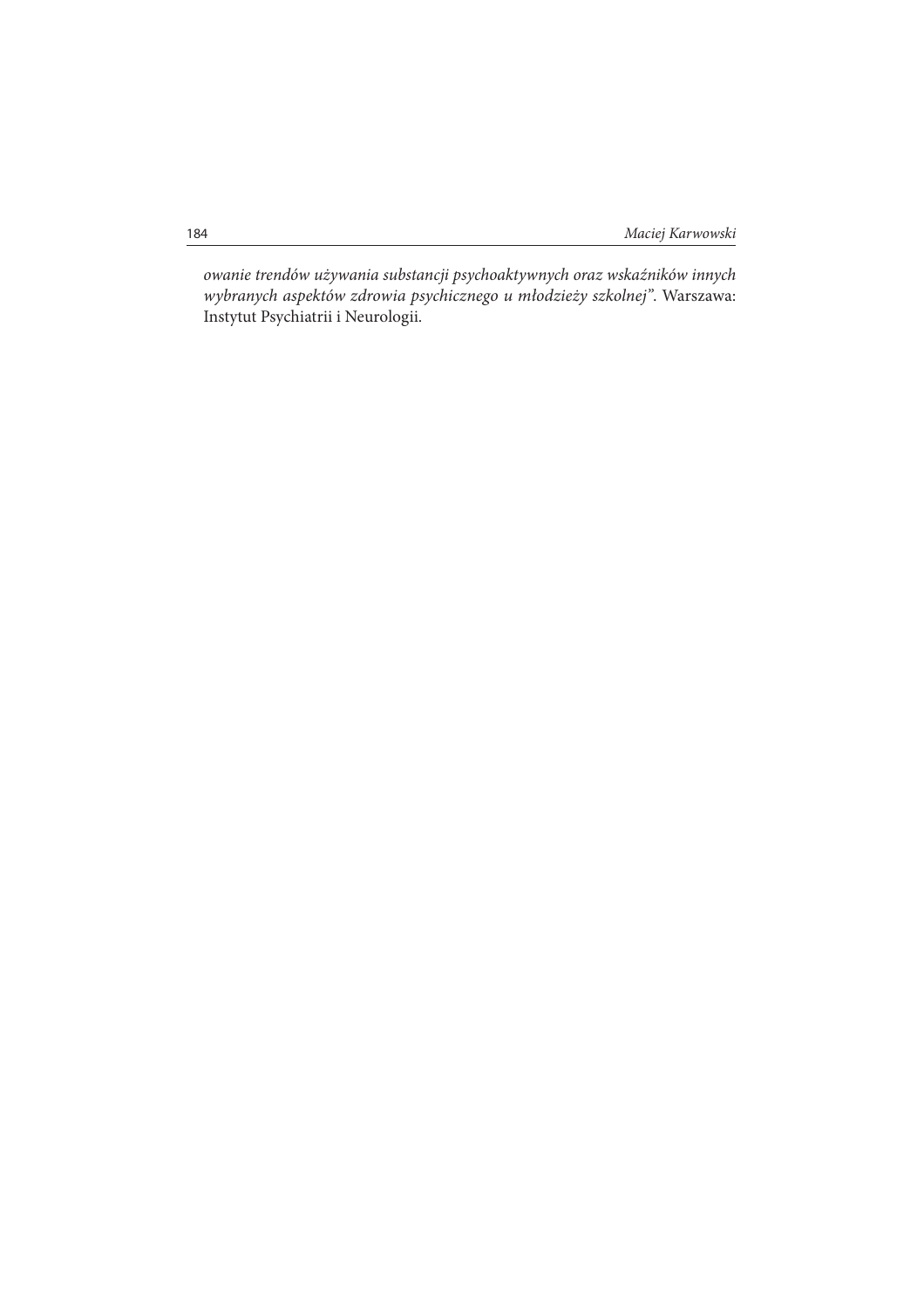*owanie trendów używania substancji psychoaktywnych oraz wskaźników innych wybranych aspektów zdrowia psychicznego u młodzieży szkolnej"*. Warszawa: Instytut Psychiatrii i Neurologii.